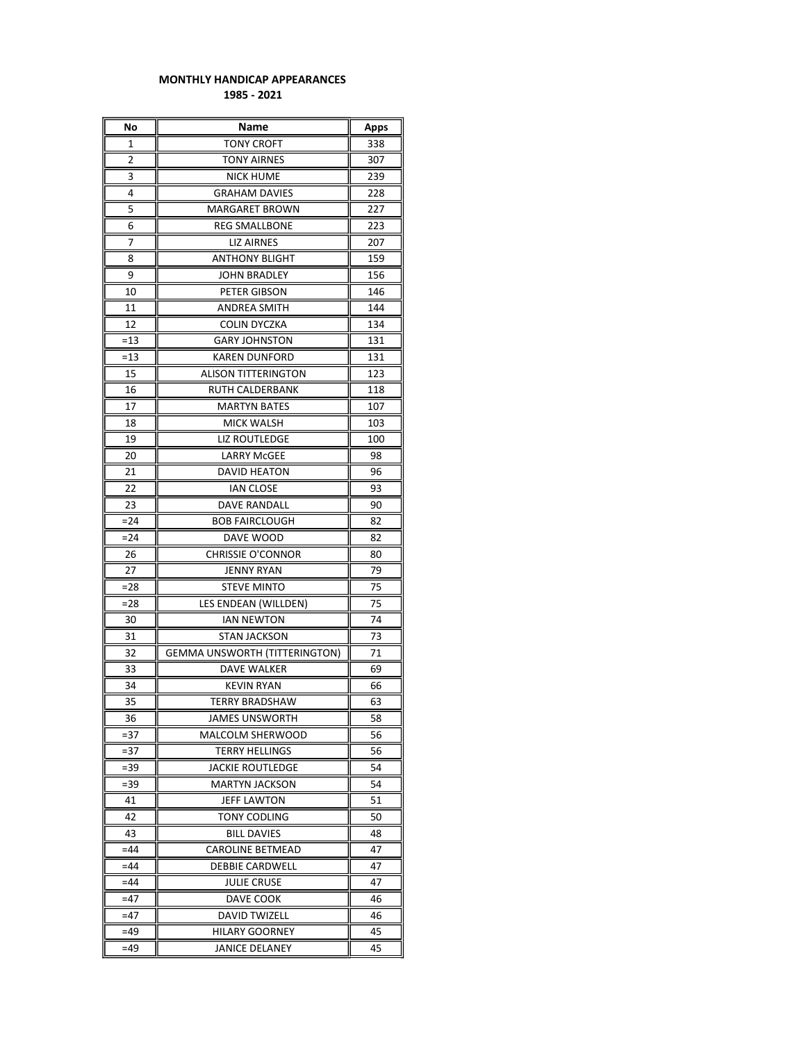**MONTHLY HANDICAP APPEARANCES**
**1985 - 2021**

| No | Name | Apps |
|---|---|---|
| 1 | TONY CROFT | 338 |
| 2 | TONY AIRNES | 307 |
| 3 | NICK HUME | 239 |
| 4 | GRAHAM DAVIES | 228 |
| 5 | MARGARET BROWN | 227 |
| 6 | REG SMALLBONE | 223 |
| 7 | LIZ AIRNES | 207 |
| 8 | ANTHONY BLIGHT | 159 |
| 9 | JOHN BRADLEY | 156 |
| 10 | PETER GIBSON | 146 |
| 11 | ANDREA SMITH | 144 |
| 12 | COLIN DYCZKA | 134 |
| =13 | GARY JOHNSTON | 131 |
| =13 | KAREN DUNFORD | 131 |
| 15 | ALISON TITTERINGTON | 123 |
| 16 | RUTH CALDERBANK | 118 |
| 17 | MARTYN BATES | 107 |
| 18 | MICK WALSH | 103 |
| 19 | LIZ ROUTLEDGE | 100 |
| 20 | LARRY McGEE | 98 |
| 21 | DAVID HEATON | 96 |
| 22 | IAN CLOSE | 93 |
| 23 | DAVE RANDALL | 90 |
| =24 | BOB FAIRCLOUGH | 82 |
| =24 | DAVE WOOD | 82 |
| 26 | CHRISSIE O'CONNOR | 80 |
| 27 | JENNY RYAN | 79 |
| =28 | STEVE MINTO | 75 |
| =28 | LES ENDEAN (WILLDEN) | 75 |
| 30 | IAN NEWTON | 74 |
| 31 | STAN JACKSON | 73 |
| 32 | GEMMA UNSWORTH (TITTERINGTON) | 71 |
| 33 | DAVE WALKER | 69 |
| 34 | KEVIN RYAN | 66 |
| 35 | TERRY BRADSHAW | 63 |
| 36 | JAMES UNSWORTH | 58 |
| =37 | MALCOLM SHERWOOD | 56 |
| =37 | TERRY HELLINGS | 56 |
| =39 | JACKIE ROUTLEDGE | 54 |
| =39 | MARTYN JACKSON | 54 |
| 41 | JEFF LAWTON | 51 |
| 42 | TONY CODLING | 50 |
| 43 | BILL DAVIES | 48 |
| =44 | CAROLINE BETMEAD | 47 |
| =44 | DEBBIE CARDWELL | 47 |
| =44 | JULIE CRUSE | 47 |
| =47 | DAVE COOK | 46 |
| =47 | DAVID TWIZELL | 46 |
| =49 | HILARY GOORNEY | 45 |
| =49 | JANICE DELANEY | 45 |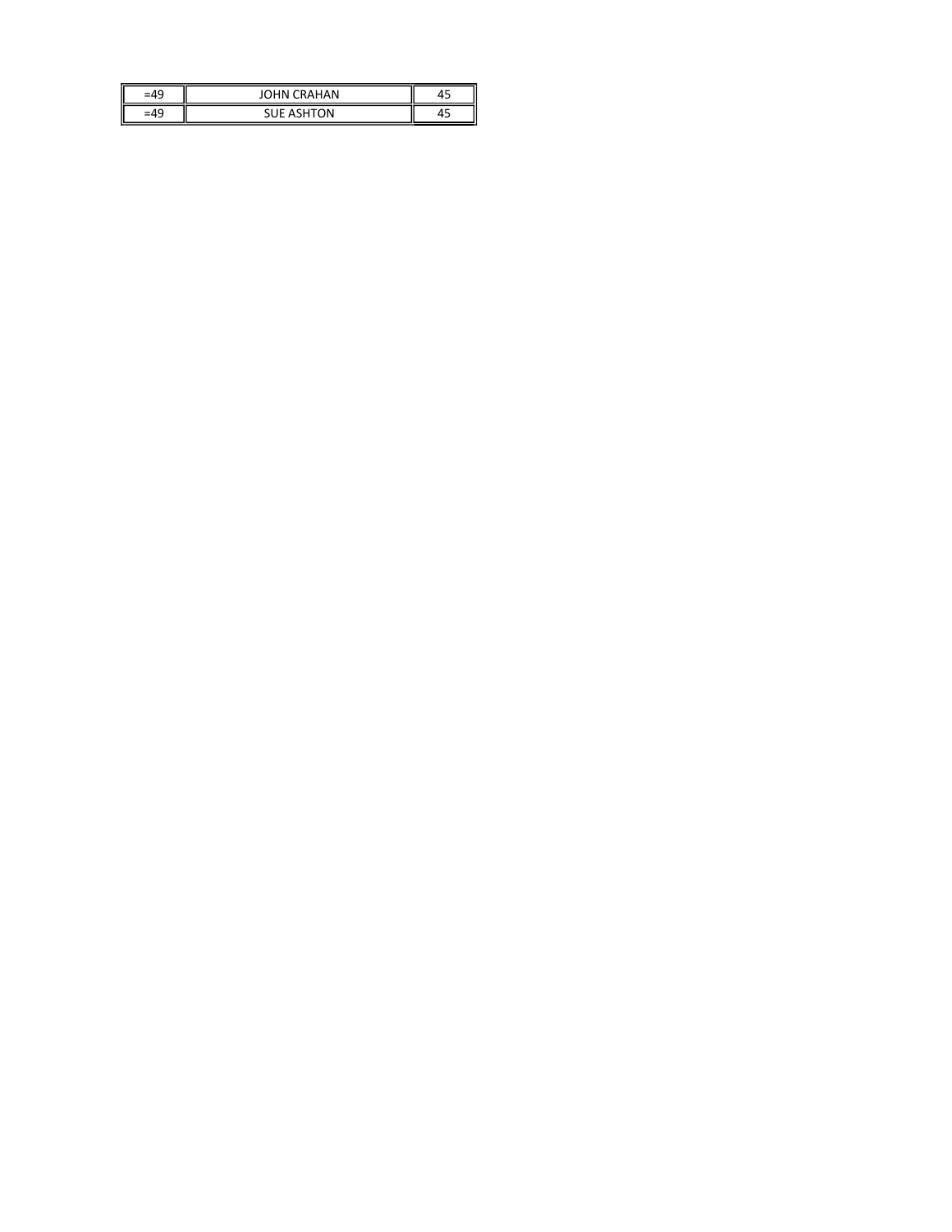| | | |
|---|---|---|
| =49 | JOHN CRAHAN | 45 |
| =49 | SUE ASHTON | 45 |